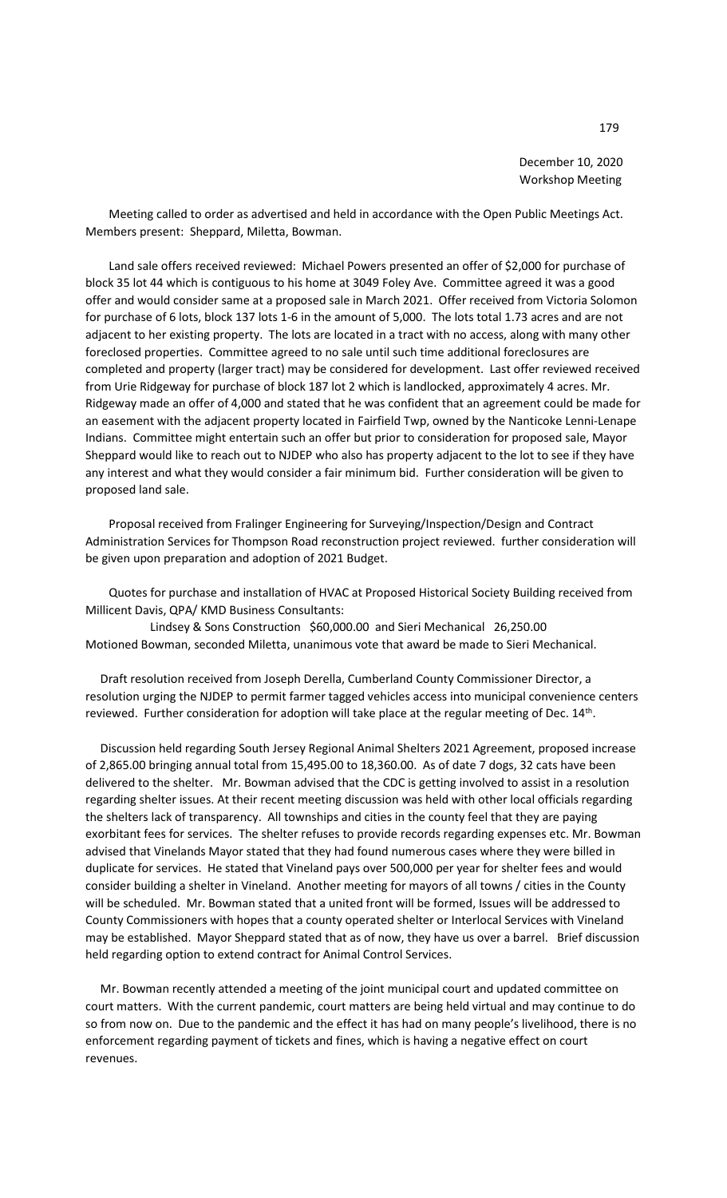December 10, 2020
Workshop Meeting

Meeting called to order as advertised and held in accordance with the Open Public Meetings Act. Members present: Sheppard, Miletta, Bowman.

Land sale offers received reviewed: Michael Powers presented an offer of $2,000 for purchase of block 35 lot 44 which is contiguous to his home at 3049 Foley Ave. Committee agreed it was a good offer and would consider same at a proposed sale in March 2021. Offer received from Victoria Solomon for purchase of 6 lots, block 137 lots 1-6 in the amount of 5,000. The lots total 1.73 acres and are not adjacent to her existing property. The lots are located in a tract with no access, along with many other foreclosed properties. Committee agreed to no sale until such time additional foreclosures are completed and property (larger tract) may be considered for development. Last offer reviewed received from Urie Ridgeway for purchase of block 187 lot 2 which is landlocked, approximately 4 acres. Mr. Ridgeway made an offer of 4,000 and stated that he was confident that an agreement could be made for an easement with the adjacent property located in Fairfield Twp, owned by the Nanticoke Lenni-Lenape Indians. Committee might entertain such an offer but prior to consideration for proposed sale, Mayor Sheppard would like to reach out to NJDEP who also has property adjacent to the lot to see if they have any interest and what they would consider a fair minimum bid. Further consideration will be given to proposed land sale.

Proposal received from Fralinger Engineering for Surveying/Inspection/Design and Contract Administration Services for Thompson Road reconstruction project reviewed. further consideration will be given upon preparation and adoption of 2021 Budget.

Quotes for purchase and installation of HVAC at Proposed Historical Society Building received from Millicent Davis, QPA/ KMD Business Consultants:

Lindsey & Sons Construction $60,000.00 and Sieri Mechanical 26,250.00

Motioned Bowman, seconded Miletta, unanimous vote that award be made to Sieri Mechanical.

Draft resolution received from Joseph Derella, Cumberland County Commissioner Director, a resolution urging the NJDEP to permit farmer tagged vehicles access into municipal convenience centers reviewed. Further consideration for adoption will take place at the regular meeting of Dec. 14th.

Discussion held regarding South Jersey Regional Animal Shelters 2021 Agreement, proposed increase of 2,865.00 bringing annual total from 15,495.00 to 18,360.00. As of date 7 dogs, 32 cats have been delivered to the shelter. Mr. Bowman advised that the CDC is getting involved to assist in a resolution regarding shelter issues. At their recent meeting discussion was held with other local officials regarding the shelters lack of transparency. All townships and cities in the county feel that they are paying exorbitant fees for services. The shelter refuses to provide records regarding expenses etc. Mr. Bowman advised that Vinelands Mayor stated that they had found numerous cases where they were billed in duplicate for services. He stated that Vineland pays over 500,000 per year for shelter fees and would consider building a shelter in Vineland. Another meeting for mayors of all towns / cities in the County will be scheduled. Mr. Bowman stated that a united front will be formed, Issues will be addressed to County Commissioners with hopes that a county operated shelter or Interlocal Services with Vineland may be established. Mayor Sheppard stated that as of now, they have us over a barrel. Brief discussion held regarding option to extend contract for Animal Control Services.

Mr. Bowman recently attended a meeting of the joint municipal court and updated committee on court matters. With the current pandemic, court matters are being held virtual and may continue to do so from now on. Due to the pandemic and the effect it has had on many people's livelihood, there is no enforcement regarding payment of tickets and fines, which is having a negative effect on court revenues.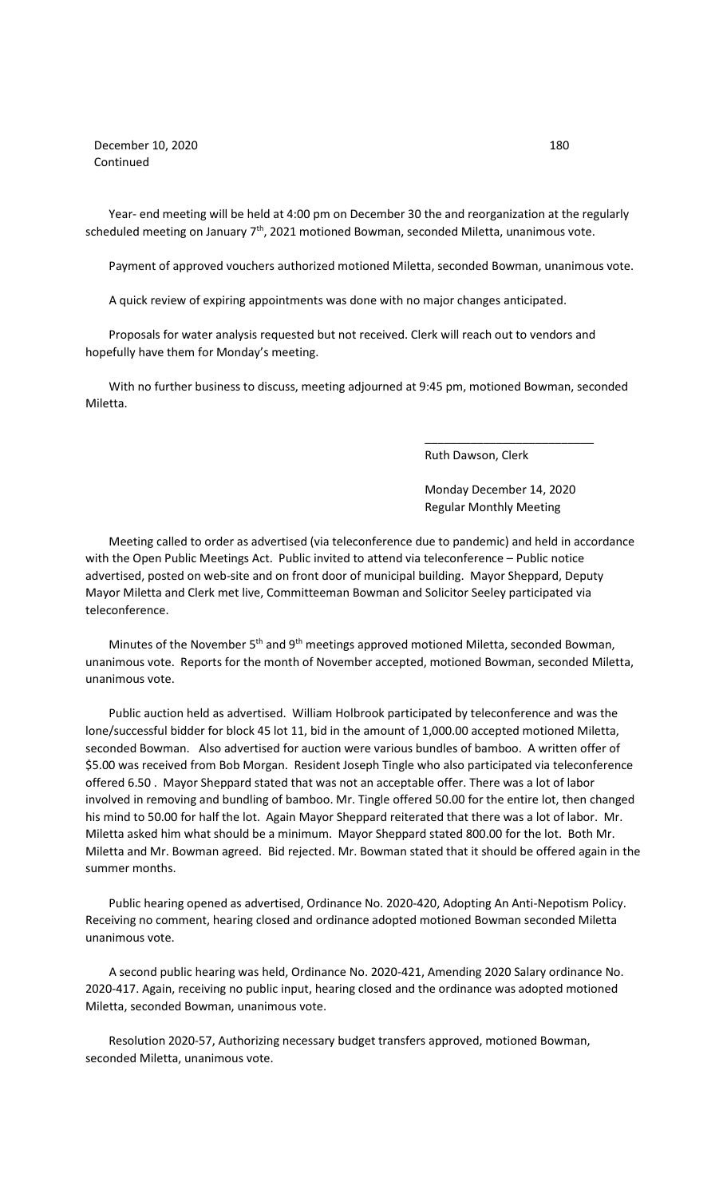December 10, 2020
Continued

Year- end meeting will be held at 4:00 pm on December 30 the and reorganization at the regularly scheduled meeting on January 7th, 2021 motioned Bowman, seconded Miletta, unanimous vote.

Payment of approved vouchers authorized motioned Miletta, seconded Bowman, unanimous vote.

A quick review of expiring appointments was done with no major changes anticipated.

Proposals for water analysis requested but not received. Clerk will reach out to vendors and hopefully have them for Monday's meeting.

With no further business to discuss, meeting adjourned at 9:45 pm, motioned Bowman, seconded Miletta.

___________________________
Ruth Dawson, Clerk

Monday December 14, 2020
Regular Monthly Meeting

Meeting called to order as advertised (via teleconference due to pandemic) and held in accordance with the Open Public Meetings Act. Public invited to attend via teleconference – Public notice advertised, posted on web-site and on front door of municipal building. Mayor Sheppard, Deputy Mayor Miletta and Clerk met live, Committeeman Bowman and Solicitor Seeley participated via teleconference.

Minutes of the November 5th and 9th meetings approved motioned Miletta, seconded Bowman, unanimous vote. Reports for the month of November accepted, motioned Bowman, seconded Miletta, unanimous vote.

Public auction held as advertised. William Holbrook participated by teleconference and was the lone/successful bidder for block 45 lot 11, bid in the amount of 1,000.00 accepted motioned Miletta, seconded Bowman. Also advertised for auction were various bundles of bamboo. A written offer of $5.00 was received from Bob Morgan. Resident Joseph Tingle who also participated via teleconference offered 6.50 . Mayor Sheppard stated that was not an acceptable offer. There was a lot of labor involved in removing and bundling of bamboo. Mr. Tingle offered 50.00 for the entire lot, then changed his mind to 50.00 for half the lot. Again Mayor Sheppard reiterated that there was a lot of labor. Mr. Miletta asked him what should be a minimum. Mayor Sheppard stated 800.00 for the lot. Both Mr. Miletta and Mr. Bowman agreed. Bid rejected. Mr. Bowman stated that it should be offered again in the summer months.

Public hearing opened as advertised, Ordinance No. 2020-420, Adopting An Anti-Nepotism Policy. Receiving no comment, hearing closed and ordinance adopted motioned Bowman seconded Miletta unanimous vote.

A second public hearing was held, Ordinance No. 2020-421, Amending 2020 Salary ordinance No. 2020-417. Again, receiving no public input, hearing closed and the ordinance was adopted motioned Miletta, seconded Bowman, unanimous vote.

Resolution 2020-57, Authorizing necessary budget transfers approved, motioned Bowman, seconded Miletta, unanimous vote.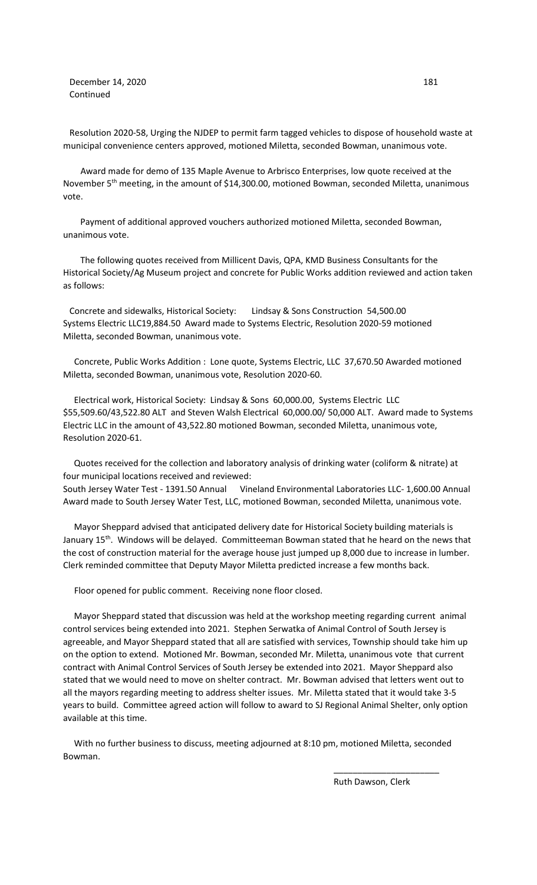Resolution 2020-58, Urging the NJDEP to permit farm tagged vehicles to dispose of household waste at municipal convenience centers approved, motioned Miletta, seconded Bowman, unanimous vote.

Award made for demo of 135 Maple Avenue to Arbrisco Enterprises, low quote received at the November 5th meeting, in the amount of $14,300.00, motioned Bowman, seconded Miletta, unanimous vote.

Payment of additional approved vouchers authorized motioned Miletta, seconded Bowman, unanimous vote.

The following quotes received from Millicent Davis, QPA, KMD Business Consultants for the Historical Society/Ag Museum project and concrete for Public Works addition reviewed and action taken as follows:

Concrete and sidewalks, Historical Society: Lindsay & Sons Construction 54,500.00 Systems Electric LLC19,884.50 Award made to Systems Electric, Resolution 2020-59 motioned Miletta, seconded Bowman, unanimous vote.

Concrete, Public Works Addition : Lone quote, Systems Electric, LLC 37,670.50 Awarded motioned Miletta, seconded Bowman, unanimous vote, Resolution 2020-60.

Electrical work, Historical Society: Lindsay & Sons 60,000.00, Systems Electric LLC $55,509.60/43,522.80 ALT and Steven Walsh Electrical 60,000.00/ 50,000 ALT. Award made to Systems Electric LLC in the amount of 43,522.80 motioned Bowman, seconded Miletta, unanimous vote, Resolution 2020-61.

Quotes received for the collection and laboratory analysis of drinking water (coliform & nitrate) at four municipal locations received and reviewed:
South Jersey Water Test - 1391.50 Annual Vineland Environmental Laboratories LLC- 1,600.00 Annual Award made to South Jersey Water Test, LLC, motioned Bowman, seconded Miletta, unanimous vote.

Mayor Sheppard advised that anticipated delivery date for Historical Society building materials is January 15th. Windows will be delayed. Committeeman Bowman stated that he heard on the news that the cost of construction material for the average house just jumped up 8,000 due to increase in lumber. Clerk reminded committee that Deputy Mayor Miletta predicted increase a few months back.

Floor opened for public comment. Receiving none floor closed.

Mayor Sheppard stated that discussion was held at the workshop meeting regarding current animal control services being extended into 2021. Stephen Serwatka of Animal Control of South Jersey is agreeable, and Mayor Sheppard stated that all are satisfied with services, Township should take him up on the option to extend. Motioned Mr. Bowman, seconded Mr. Miletta, unanimous vote that current contract with Animal Control Services of South Jersey be extended into 2021. Mayor Sheppard also stated that we would need to move on shelter contract. Mr. Bowman advised that letters went out to all the mayors regarding meeting to address shelter issues. Mr. Miletta stated that it would take 3-5 years to build. Committee agreed action will follow to award to SJ Regional Animal Shelter, only option available at this time.

With no further business to discuss, meeting adjourned at 8:10 pm, motioned Miletta, seconded Bowman.

______________________

Ruth Dawson, Clerk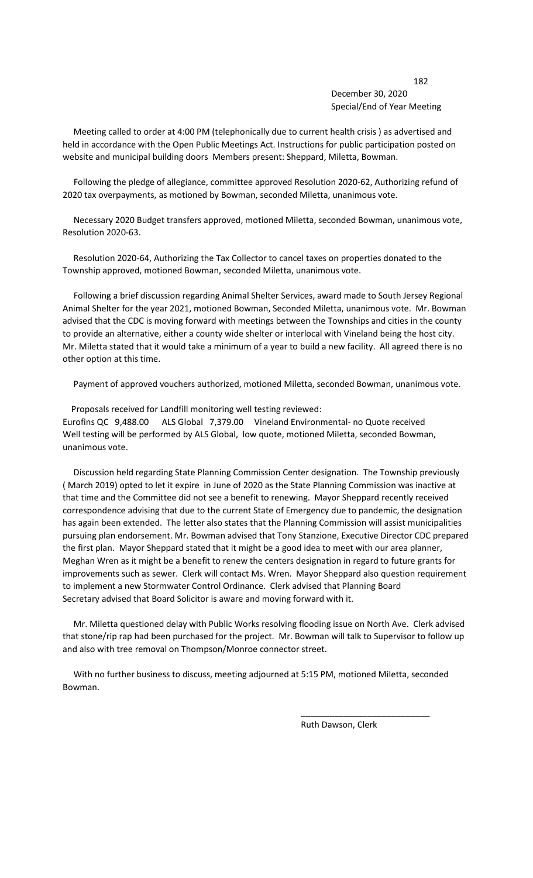December 30, 2020
Special/End of Year Meeting

Meeting called to order at 4:00 PM (telephonically due to current health crisis ) as advertised and held in accordance with the Open Public Meetings Act. Instructions for public participation posted on website and municipal building doors Members present: Sheppard, Miletta, Bowman.

Following the pledge of allegiance, committee approved Resolution 2020-62, Authorizing refund of 2020 tax overpayments, as motioned by Bowman, seconded Miletta, unanimous vote.

Necessary 2020 Budget transfers approved, motioned Miletta, seconded Bowman, unanimous vote, Resolution 2020-63.

Resolution 2020-64, Authorizing the Tax Collector to cancel taxes on properties donated to the Township approved, motioned Bowman, seconded Miletta, unanimous vote.

Following a brief discussion regarding Animal Shelter Services, award made to South Jersey Regional Animal Shelter for the year 2021, motioned Bowman, Seconded Miletta, unanimous vote. Mr. Bowman advised that the CDC is moving forward with meetings between the Townships and cities in the county to provide an alternative, either a county wide shelter or interlocal with Vineland being the host city. Mr. Miletta stated that it would take a minimum of a year to build a new facility. All agreed there is no other option at this time.

Payment of approved vouchers authorized, motioned Miletta, seconded Bowman, unanimous vote.

Proposals received for Landfill monitoring well testing reviewed:
Eurofins QC 9,488.00 ALS Global 7,379.00 Vineland Environmental- no Quote received
Well testing will be performed by ALS Global, low quote, motioned Miletta, seconded Bowman, unanimous vote.

Discussion held regarding State Planning Commission Center designation. The Township previously ( March 2019) opted to let it expire in June of 2020 as the State Planning Commission was inactive at that time and the Committee did not see a benefit to renewing. Mayor Sheppard recently received correspondence advising that due to the current State of Emergency due to pandemic, the designation has again been extended. The letter also states that the Planning Commission will assist municipalities pursuing plan endorsement. Mr. Bowman advised that Tony Stanzione, Executive Director CDC prepared the first plan. Mayor Sheppard stated that it might be a good idea to meet with our area planner, Meghan Wren as it might be a benefit to renew the centers designation in regard to future grants for improvements such as sewer. Clerk will contact Ms. Wren. Mayor Sheppard also question requirement to implement a new Stormwater Control Ordinance. Clerk advised that Planning Board Secretary advised that Board Solicitor is aware and moving forward with it.

Mr. Miletta questioned delay with Public Works resolving flooding issue on North Ave. Clerk advised that stone/rip rap had been purchased for the project. Mr. Bowman will talk to Supervisor to follow up and also with tree removal on Thompson/Monroe connector street.

With no further business to discuss, meeting adjourned at 5:15 PM, motioned Miletta, seconded Bowman.

\_\_\_\_\_\_\_\_\_\_\_\_\_\_\_\_\_\_\_\_\_\_\_\_\_\_\_\_

Ruth Dawson, Clerk